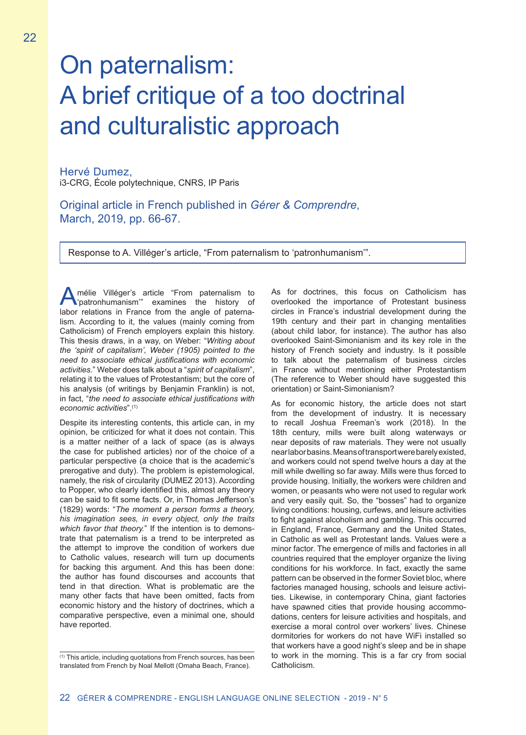# On paternalism: A brief critique of a too doctrinal and culturalistic approach

Hervé Dumez,
i3-CRG, École polytechnique, CNRS, IP Paris

Original article in French published in *Gérer & Comprendre*, March, 2019, pp. 66-67.

Response to A. Villéger's article, "From paternalism to 'patronhumanism'".

Amélie Villéger's article "From paternalism to 'patronhumanism'" examines the history of labor relations in France from the angle of paternalism. According to it, the values (mainly coming from Catholicism) of French employers explain this history. This thesis draws, in a way, on Weber: "*Writing about the 'spirit of capitalism', Weber (1905) pointed to the need to associate ethical justifications with economic activities.*" Weber does talk about a "*spirit of capitalism*", relating it to the values of Protestantism; but the core of his analysis (of writings by Benjamin Franklin) is not, in fact, "*the need to associate ethical justifications with economic activities*".[1]

Despite its interesting contents, this article can, in my opinion, be criticized for what it does not contain. This is a matter neither of a lack of space (as is always the case for published articles) nor of the choice of a particular perspective (a choice that is the academic's prerogative and duty). The problem is epistemological, namely, the risk of circularity (DUMEZ 2013). According to Popper, who clearly identified this, almost any theory can be said to fit some facts. Or, in Thomas Jefferson's (1829) words: "*The moment a person forms a theory, his imagination sees, in every object, only the traits which favor that theory.*" If the intention is to demonstrate that paternalism is a trend to be interpreted as the attempt to improve the condition of workers due to Catholic values, research will turn up documents for backing this argument. And this has been done: the author has found discourses and accounts that tend in that direction. What is problematic are the many other facts that have been omitted, facts from economic history and the history of doctrines, which a comparative perspective, even a minimal one, should have reported.

As for doctrines, this focus on Catholicism has overlooked the importance of Protestant business circles in France's industrial development during the 19th century and their part in changing mentalities (about child labor, for instance). The author has also overlooked Saint-Simonianism and its key role in the history of French society and industry. Is it possible to talk about the paternalism of business circles in France without mentioning either Protestantism (The reference to Weber should have suggested this orientation) or Saint-Simonianism?

As for economic history, the article does not start from the development of industry. It is necessary to recall Joshua Freeman's work (2018). In the 18th century, mills were built along waterways or near deposits of raw materials. They were not usually near labor basins. Means of transport were barely existed, and workers could not spend twelve hours a day at the mill while dwelling so far away. Mills were thus forced to provide housing. Initially, the workers were children and women, or peasants who were not used to regular work and very easily quit. So, the "bosses" had to organize living conditions: housing, curfews, and leisure activities to fight against alcoholism and gambling. This occurred in England, France, Germany and the United States, in Catholic as well as Protestant lands. Values were a minor factor. The emergence of mills and factories in all countries required that the employer organize the living conditions for his workforce. In fact, exactly the same pattern can be observed in the former Soviet bloc, where factories managed housing, schools and leisure activities. Likewise, in contemporary China, giant factories have spawned cities that provide housing accommodations, centers for leisure activities and hospitals, and exercise a moral control over workers' lives. Chinese dormitories for workers do not have WiFi installed so that workers have a good night's sleep and be in shape to work in the morning. This is a far cry from social Catholicism.

[1] This article, including quotations from French sources, has been translated from French by Noal Mellott (Omaha Beach, France).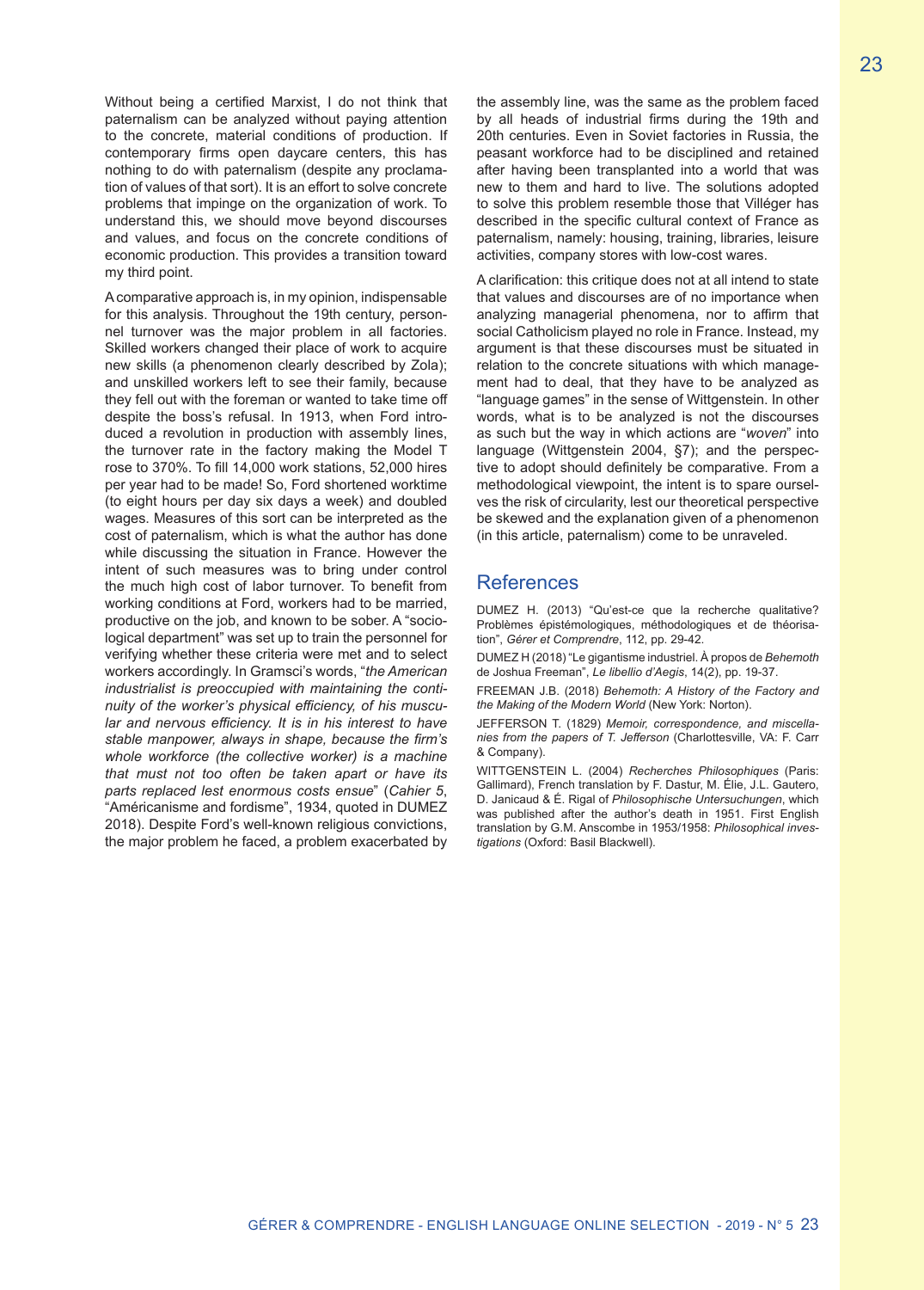Without being a certified Marxist, I do not think that paternalism can be analyzed without paying attention to the concrete, material conditions of production. If contemporary firms open daycare centers, this has nothing to do with paternalism (despite any proclamation of values of that sort). It is an effort to solve concrete problems that impinge on the organization of work. To understand this, we should move beyond discourses and values, and focus on the concrete conditions of economic production. This provides a transition toward my third point.

A comparative approach is, in my opinion, indispensable for this analysis. Throughout the 19th century, personnel turnover was the major problem in all factories. Skilled workers changed their place of work to acquire new skills (a phenomenon clearly described by Zola); and unskilled workers left to see their family, because they fell out with the foreman or wanted to take time off despite the boss's refusal. In 1913, when Ford introduced a revolution in production with assembly lines, the turnover rate in the factory making the Model T rose to 370%. To fill 14,000 work stations, 52,000 hires per year had to be made! So, Ford shortened worktime (to eight hours per day six days a week) and doubled wages. Measures of this sort can be interpreted as the cost of paternalism, which is what the author has done while discussing the situation in France. However the intent of such measures was to bring under control the much high cost of labor turnover. To benefit from working conditions at Ford, workers had to be married, productive on the job, and known to be sober. A "sociological department" was set up to train the personnel for verifying whether these criteria were met and to select workers accordingly. In Gramsci's words, "*the American industrialist is preoccupied with maintaining the continuity of the worker's physical efficiency, of his muscular and nervous efficiency. It is in his interest to have stable manpower, always in shape, because the firm's whole workforce (the collective worker) is a machine that must not too often be taken apart or have its parts replaced lest enormous costs ensue*" (*Cahier 5*, "Américanisme and fordisme", 1934, quoted in DUMEZ 2018). Despite Ford's well-known religious convictions, the major problem he faced, a problem exacerbated by the assembly line, was the same as the problem faced by all heads of industrial firms during the 19th and 20th centuries. Even in Soviet factories in Russia, the peasant workforce had to be disciplined and retained after having been transplanted into a world that was new to them and hard to live. The solutions adopted to solve this problem resemble those that Villéger has described in the specific cultural context of France as paternalism, namely: housing, training, libraries, leisure activities, company stores with low-cost wares.

A clarification: this critique does not at all intend to state that values and discourses are of no importance when analyzing managerial phenomena, nor to affirm that social Catholicism played no role in France. Instead, my argument is that these discourses must be situated in relation to the concrete situations with which management had to deal, that they have to be analyzed as "language games" in the sense of Wittgenstein. In other words, what is to be analyzed is not the discourses as such but the way in which actions are "*woven*" into language (Wittgenstein 2004, §7); and the perspective to adopt should definitely be comparative. From a methodological viewpoint, the intent is to spare ourselves the risk of circularity, lest our theoretical perspective be skewed and the explanation given of a phenomenon (in this article, paternalism) come to be unraveled.

## References

DUMEZ H. (2013) "Qu'est-ce que la recherche qualitative? Problèmes épistémologiques, méthodologiques et de théorisation", *Gérer et Comprendre*, 112, pp. 29-42.

DUMEZ H (2018) "Le gigantisme industriel. À propos de *Behemoth* de Joshua Freeman", *Le libellio d'Aegis*, 14(2), pp. 19-37.

FREEMAN J.B. (2018) *Behemoth: A History of the Factory and the Making of the Modern World* (New York: Norton).

JEFFERSON T. (1829) *Memoir, correspondence, and miscellanies from the papers of T. Jefferson* (Charlottesville, VA: F. Carr & Company).

WITTGENSTEIN L. (2004) *Recherches Philosophiques* (Paris: Gallimard), French translation by F. Dastur, M. Élie, J.L. Gautero, D. Janicaud & É. Rigal of *Philosophische Untersuchungen*, which was published after the author's death in 1951. First English translation by G.M. Anscombe in 1953/1958: *Philosophical investigations* (Oxford: Basil Blackwell).